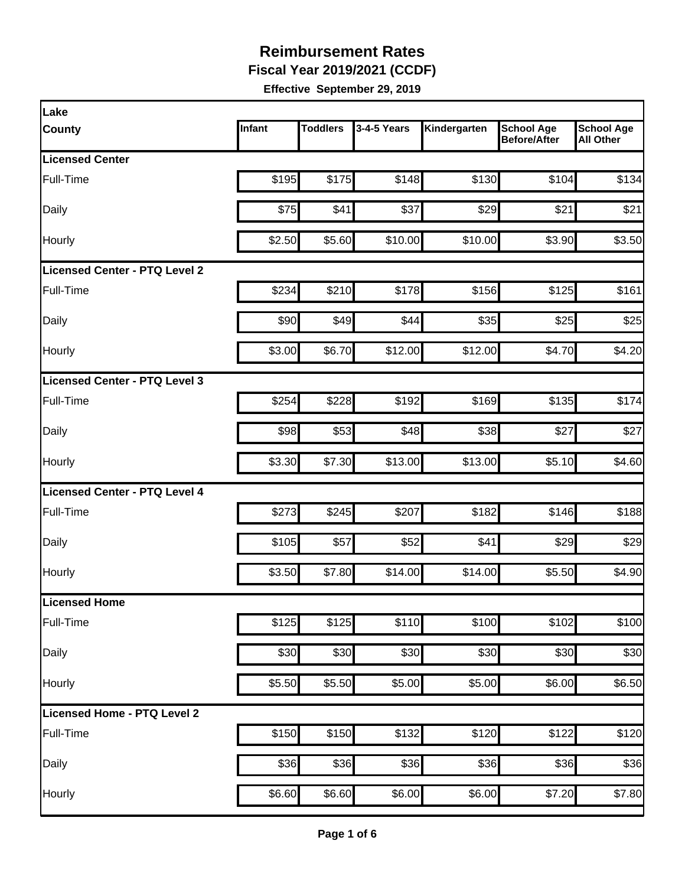# Reimbursement Rates

**Fiscal Year 2019/2021 (CCDF)**

**Effective September 29, 2019**

| Lake County | Infant | Toddlers | 3-4-5 Years | Kindergarten | School Age Before/After | School Age All Other |
|---|---|---|---|---|---|---|
| **Licensed Center** | | | | | | |
| Full-Time | $195 | $175 | $148 | $130 | $104 | $134 |
| Daily | $75 | $41 | $37 | $29 | $21 | $21 |
| Hourly | $2.50 | $5.60 | $10.00 | $10.00 | $3.90 | $3.50 |
| **Licensed Center - PTQ Level 2** | | | | | | |
| Full-Time | $234 | $210 | $178 | $156 | $125 | $161 |
| Daily | $90 | $49 | $44 | $35 | $25 | $25 |
| Hourly | $3.00 | $6.70 | $12.00 | $12.00 | $4.70 | $4.20 |
| **Licensed Center - PTQ Level 3** | | | | | | |
| Full-Time | $254 | $228 | $192 | $169 | $135 | $174 |
| Daily | $98 | $53 | $48 | $38 | $27 | $27 |
| Hourly | $3.30 | $7.30 | $13.00 | $13.00 | $5.10 | $4.60 |
| **Licensed Center - PTQ Level 4** | | | | | | |
| Full-Time | $273 | $245 | $207 | $182 | $146 | $188 |
| Daily | $105 | $57 | $52 | $41 | $29 | $29 |
| Hourly | $3.50 | $7.80 | $14.00 | $14.00 | $5.50 | $4.90 |
| **Licensed Home** | | | | | | |
| Full-Time | $125 | $125 | $110 | $100 | $102 | $100 |
| Daily | $30 | $30 | $30 | $30 | $30 | $30 |
| Hourly | $5.50 | $5.50 | $5.00 | $5.00 | $6.00 | $6.50 |
| **Licensed Home - PTQ Level 2** | | | | | | |
| Full-Time | $150 | $150 | $132 | $120 | $122 | $120 |
| Daily | $36 | $36 | $36 | $36 | $36 | $36 |
| Hourly | $6.60 | $6.60 | $6.00 | $6.00 | $7.20 | $7.80 |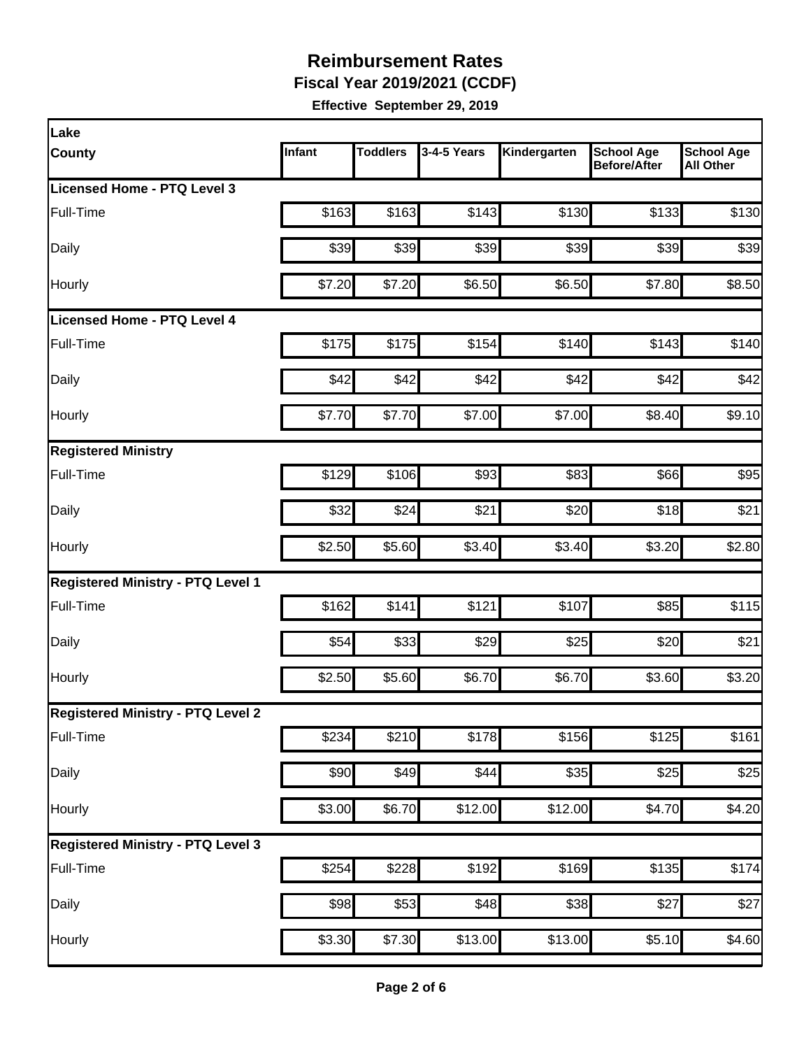# Reimbursement Rates

**Fiscal Year 2019/2021 (CCDF)**

**Effective September 29, 2019**

| Lake County | Infant | Toddlers | 3-4-5 Years | Kindergarten | School Age Before/After | School Age All Other |
|---|---|---|---|---|---|---|
| **Licensed Home - PTQ Level 3** | | | | | | |
| Full-Time | $163 | $163 | $143 | $130 | $133 | $130 |
| Daily | $39 | $39 | $39 | $39 | $39 | $39 |
| Hourly | $7.20 | $7.20 | $6.50 | $6.50 | $7.80 | $8.50 |
| **Licensed Home - PTQ Level 4** | | | | | | |
| Full-Time | $175 | $175 | $154 | $140 | $143 | $140 |
| Daily | $42 | $42 | $42 | $42 | $42 | $42 |
| Hourly | $7.70 | $7.70 | $7.00 | $7.00 | $8.40 | $9.10 |
| **Registered Ministry** | | | | | | |
| Full-Time | $129 | $106 | $93 | $83 | $66 | $95 |
| Daily | $32 | $24 | $21 | $20 | $18 | $21 |
| Hourly | $2.50 | $5.60 | $3.40 | $3.40 | $3.20 | $2.80 |
| **Registered Ministry - PTQ Level 1** | | | | | | |
| Full-Time | $162 | $141 | $121 | $107 | $85 | $115 |
| Daily | $54 | $33 | $29 | $25 | $20 | $21 |
| Hourly | $2.50 | $5.60 | $6.70 | $6.70 | $3.60 | $3.20 |
| **Registered Ministry - PTQ Level 2** | | | | | | |
| Full-Time | $234 | $210 | $178 | $156 | $125 | $161 |
| Daily | $90 | $49 | $44 | $35 | $25 | $25 |
| Hourly | $3.00 | $6.70 | $12.00 | $12.00 | $4.70 | $4.20 |
| **Registered Ministry - PTQ Level 3** | | | | | | |
| Full-Time | $254 | $228 | $192 | $169 | $135 | $174 |
| Daily | $98 | $53 | $48 | $38 | $27 | $27 |
| Hourly | $3.30 | $7.30 | $13.00 | $13.00 | $5.10 | $4.60 |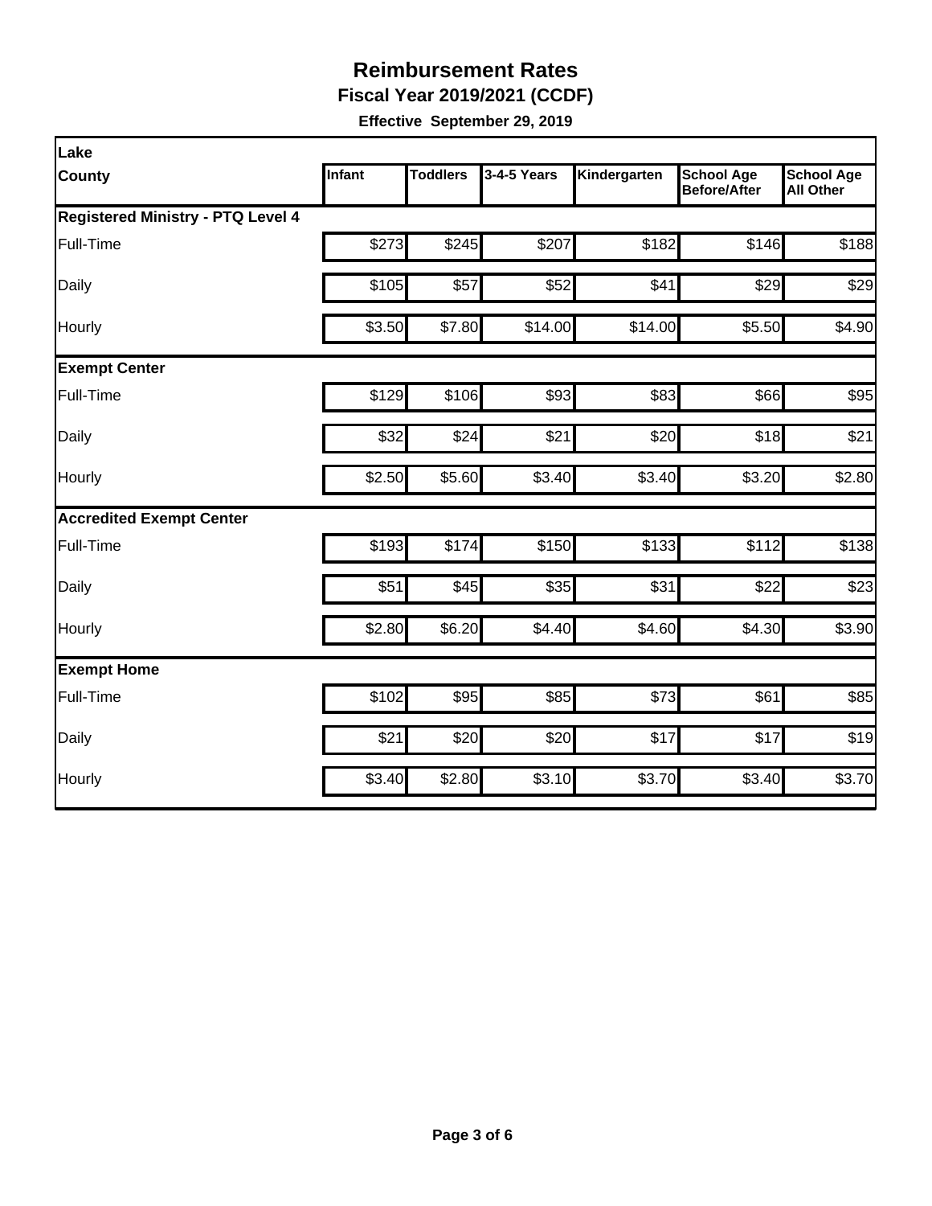# Reimbursement Rates

**Fiscal Year 2019/2021 (CCDF)**

**Effective September 29, 2019**

| Lake County | Infant | Toddlers | 3-4-5 Years | Kindergarten | School Age Before/After | School Age All Other |
|---|---|---|---|---|---|---|
| **Registered Ministry - PTQ Level 4** | | | | | | |
| Full-Time | $273 | $245 | $207 | $182 | $146 | $188 |
| Daily | $105 | $57 | $52 | $41 | $29 | $29 |
| Hourly | $3.50 | $7.80 | $14.00 | $14.00 | $5.50 | $4.90 |
| **Exempt Center** | | | | | | |
| Full-Time | $129 | $106 | $93 | $83 | $66 | $95 |
| Daily | $32 | $24 | $21 | $20 | $18 | $21 |
| Hourly | $2.50 | $5.60 | $3.40 | $3.40 | $3.20 | $2.80 |
| **Accredited Exempt Center** | | | | | | |
| Full-Time | $193 | $174 | $150 | $133 | $112 | $138 |
| Daily | $51 | $45 | $35 | $31 | $22 | $23 |
| Hourly | $2.80 | $6.20 | $4.40 | $4.60 | $4.30 | $3.90 |
| **Exempt Home** | | | | | | |
| Full-Time | $102 | $95 | $85 | $73 | $61 | $85 |
| Daily | $21 | $20 | $20 | $17 | $17 | $19 |
| Hourly | $3.40 | $2.80 | $3.10 | $3.70 | $3.40 | $3.70 |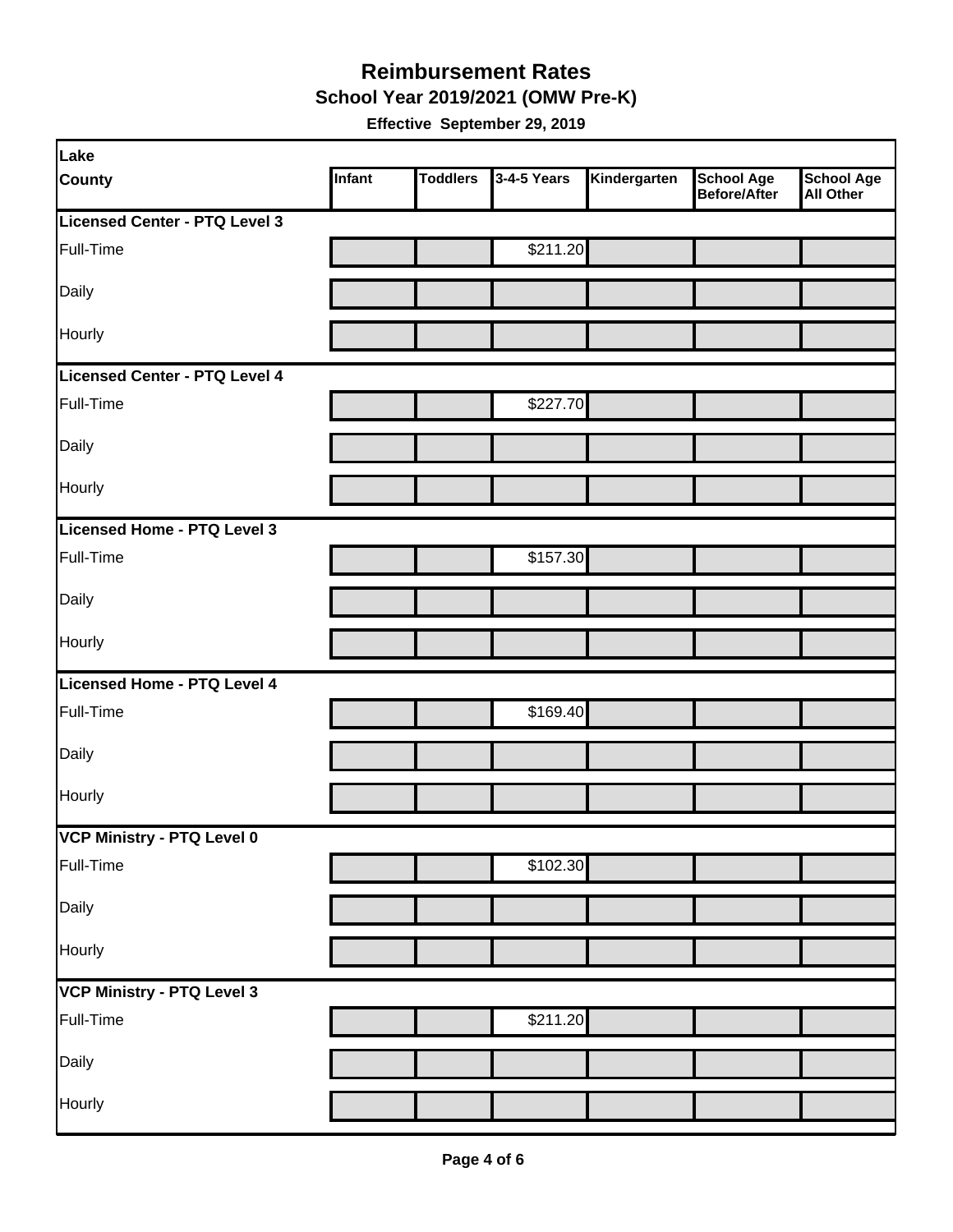# Reimbursement Rates

## School Year 2019/2021 (OMW Pre-K)

**Effective September 29, 2019**

| Lake County | Infant | Toddlers | 3-4-5 Years | Kindergarten | School Age Before/After | School Age All Other |
|---|---|---|---|---|---|---|
| **Licensed Center - PTQ Level 3** | | | | | | |
| Full-Time | | | $211.20 | | | |
| Daily | | | | | | |
| Hourly | | | | | | |
| **Licensed Center - PTQ Level 4** | | | | | | |
| Full-Time | | | $227.70 | | | |
| Daily | | | | | | |
| Hourly | | | | | | |
| **Licensed Home - PTQ Level 3** | | | | | | |
| Full-Time | | | $157.30 | | | |
| Daily | | | | | | |
| Hourly | | | | | | |
| **Licensed Home - PTQ Level 4** | | | | | | |
| Full-Time | | | $169.40 | | | |
| Daily | | | | | | |
| Hourly | | | | | | |
| **VCP Ministry - PTQ Level 0** | | | | | | |
| Full-Time | | | $102.30 | | | |
| Daily | | | | | | |
| Hourly | | | | | | |
| **VCP Ministry - PTQ Level 3** | | | | | | |
| Full-Time | | | $211.20 | | | |
| Daily | | | | | | |
| Hourly | | | | | | |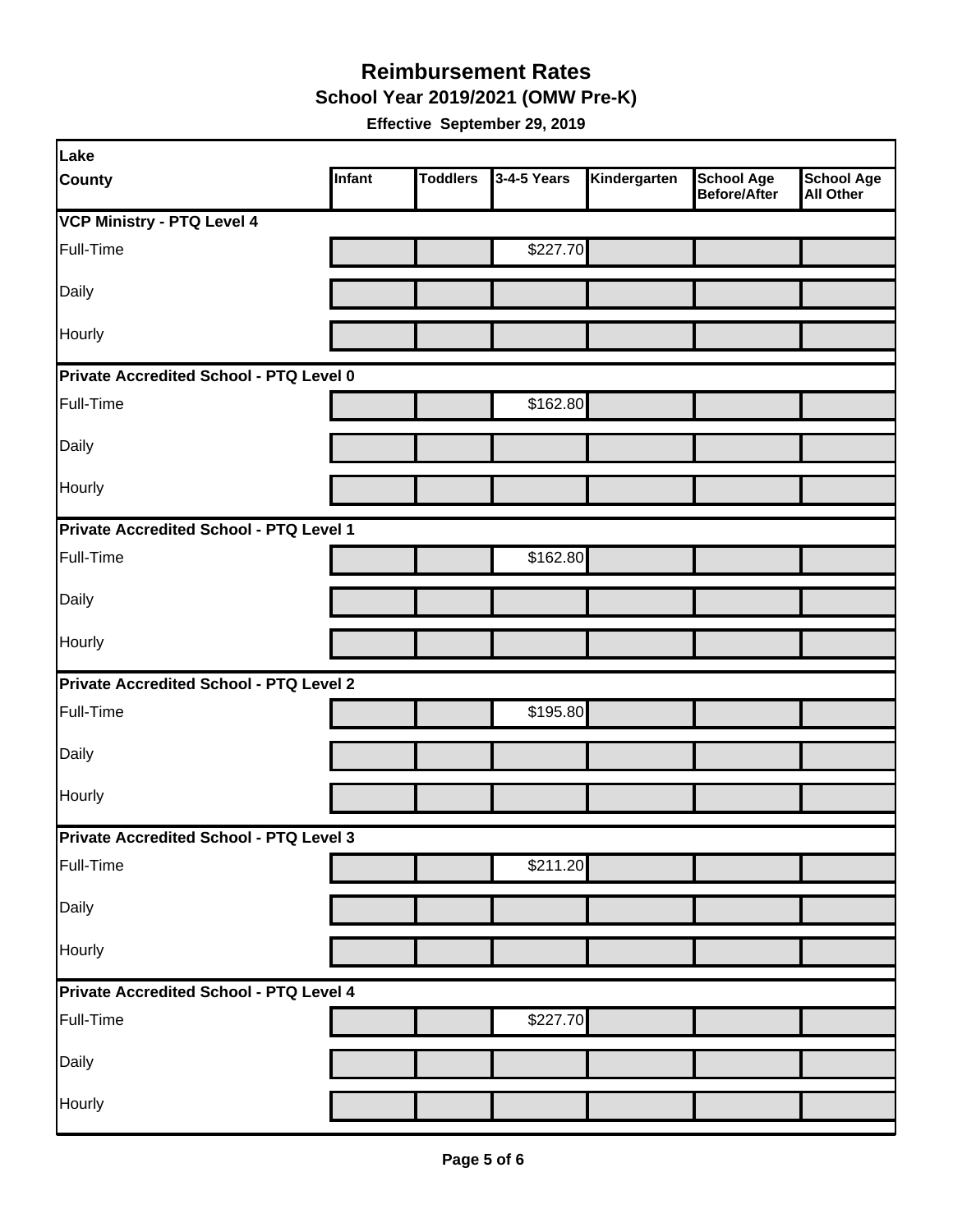# Reimbursement Rates

## School Year 2019/2021 (OMW Pre-K)

**Effective September 29, 2019**

| Lake<br>County | Infant | Toddlers | 3-4-5 Years | Kindergarten | School Age Before/After | School Age All Other |
|---|---|---|---|---|---|---|
| **VCP Ministry - PTQ Level 4** | | | | | | |
| Full-Time | | | $227.70 | | | |
| Daily | | | | | | |
| Hourly | | | | | | |
| **Private Accredited School - PTQ Level 0** | | | | | | |
| Full-Time | | | $162.80 | | | |
| Daily | | | | | | |
| Hourly | | | | | | |
| **Private Accredited School - PTQ Level 1** | | | | | | |
| Full-Time | | | $162.80 | | | |
| Daily | | | | | | |
| Hourly | | | | | | |
| **Private Accredited School - PTQ Level 2** | | | | | | |
| Full-Time | | | $195.80 | | | |
| Daily | | | | | | |
| Hourly | | | | | | |
| **Private Accredited School - PTQ Level 3** | | | | | | |
| Full-Time | | | $211.20 | | | |
| Daily | | | | | | |
| Hourly | | | | | | |
| **Private Accredited School - PTQ Level 4** | | | | | | |
| Full-Time | | | $227.70 | | | |
| Daily | | | | | | |
| Hourly | | | | | | |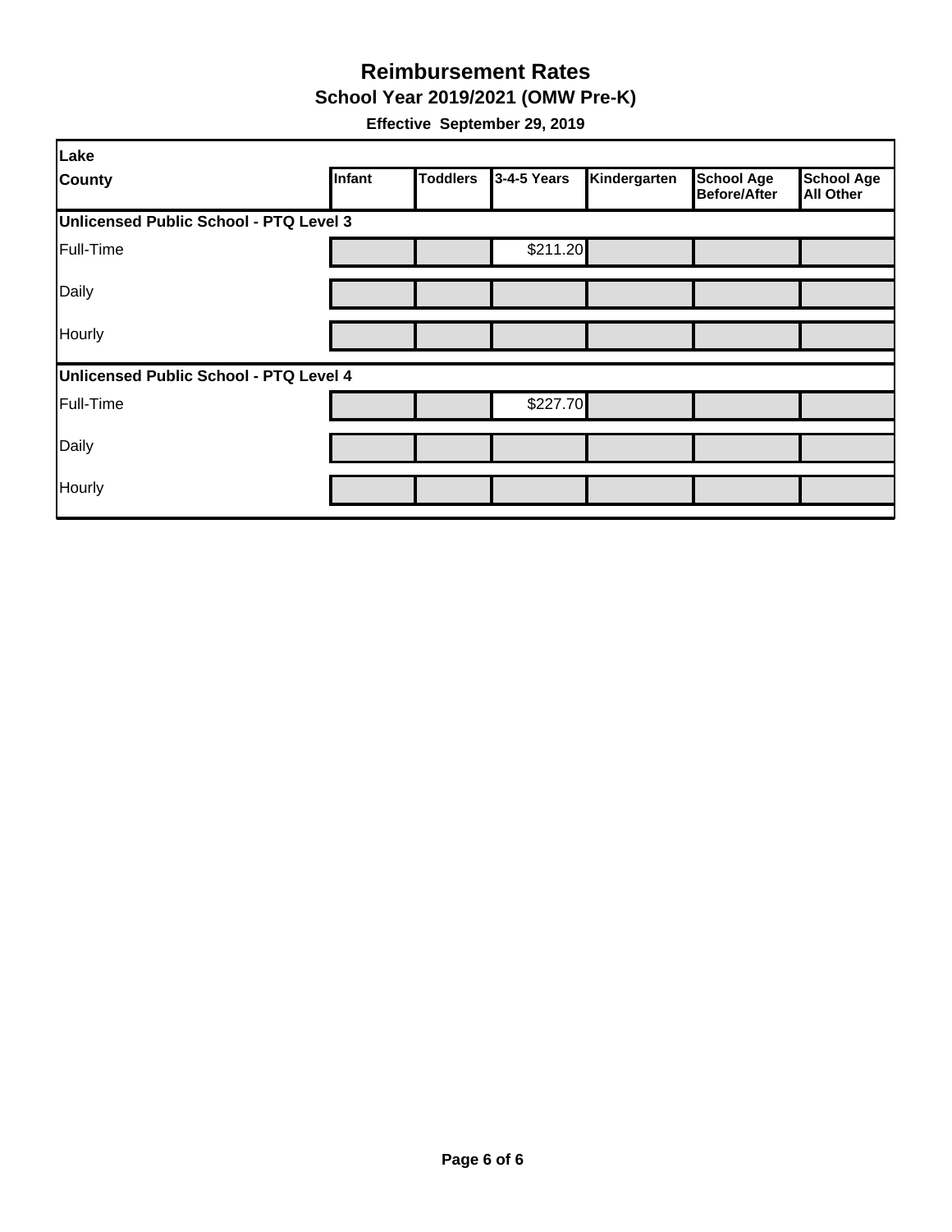# Reimbursement Rates

## School Year 2019/2021 (OMW Pre-K)

**Effective September 29, 2019**

| Lake County | Infant | Toddlers | 3-4-5 Years | Kindergarten | School Age Before/After | School Age All Other |
|---|---|---|---|---|---|---|
| **Unlicensed Public School - PTQ Level 3** | | | | | | |
| Full-Time | | | $211.20 | | | |
| Daily | | | | | | |
| Hourly | | | | | | |
| **Unlicensed Public School - PTQ Level 4** | | | | | | |
| Full-Time | | | $227.70 | | | |
| Daily | | | | | | |
| Hourly | | | | | | |